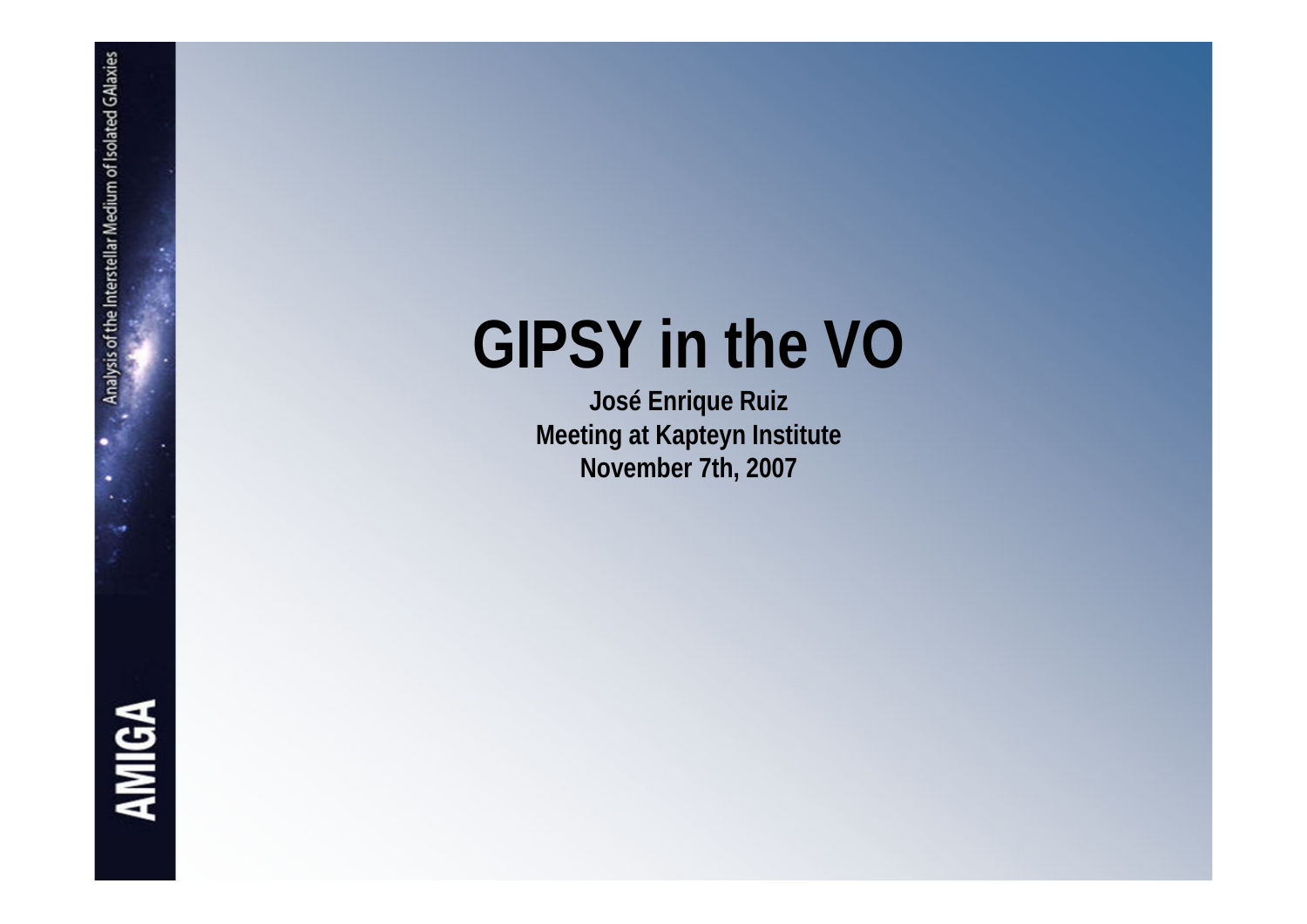# GIPSY in the VO

**José Enrique Ruiz**
**Meeting at Kapteyn Institute**
**November 7th, 2007**

Analysis of the Interstellar Medium of Isolated GAlaxies

AMIGA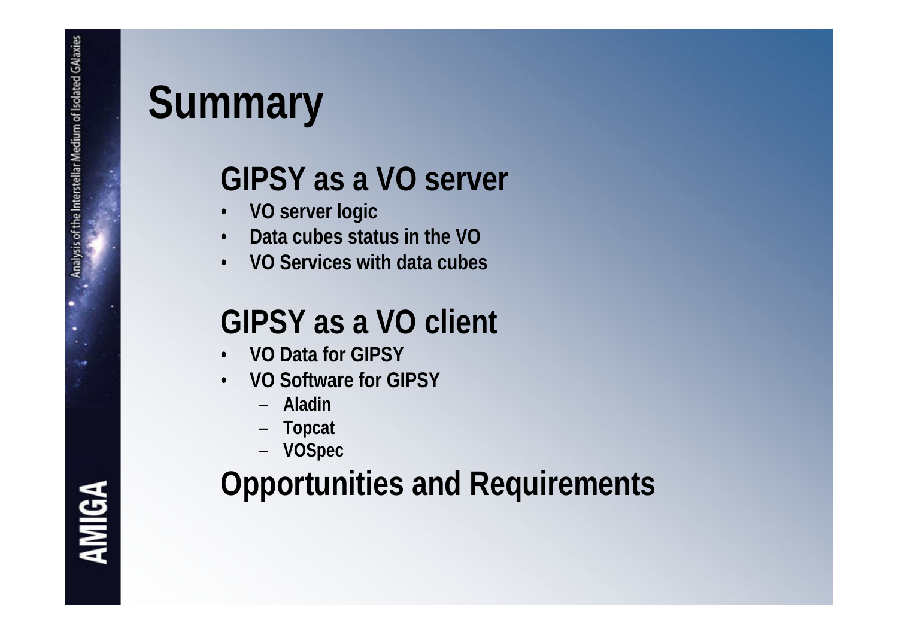# Summary

## GIPSY as a VO server

- VO server logic
- Data cubes status in the VO
- VO Services with data cubes

## GIPSY as a VO client

- VO Data for GIPSY
- VO Software for GIPSY
  - Aladin
  - Topcat
  - VOSpec

## Opportunities and Requirements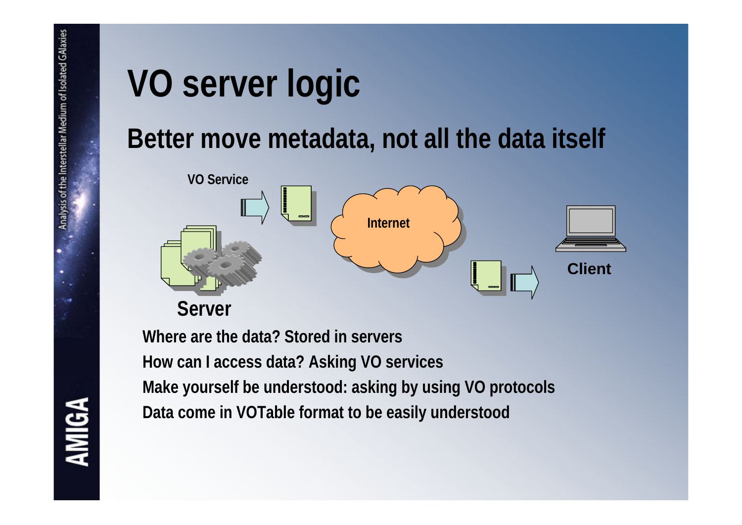# VO server logic

## Better move metadata, not all the data itself

VO Service

Internet

Client

Server

Where are the data? Stored in servers

How can I access data? Asking VO services

Make yourself be understood: asking by using VO protocols

Data come in VOTable format to be easily understood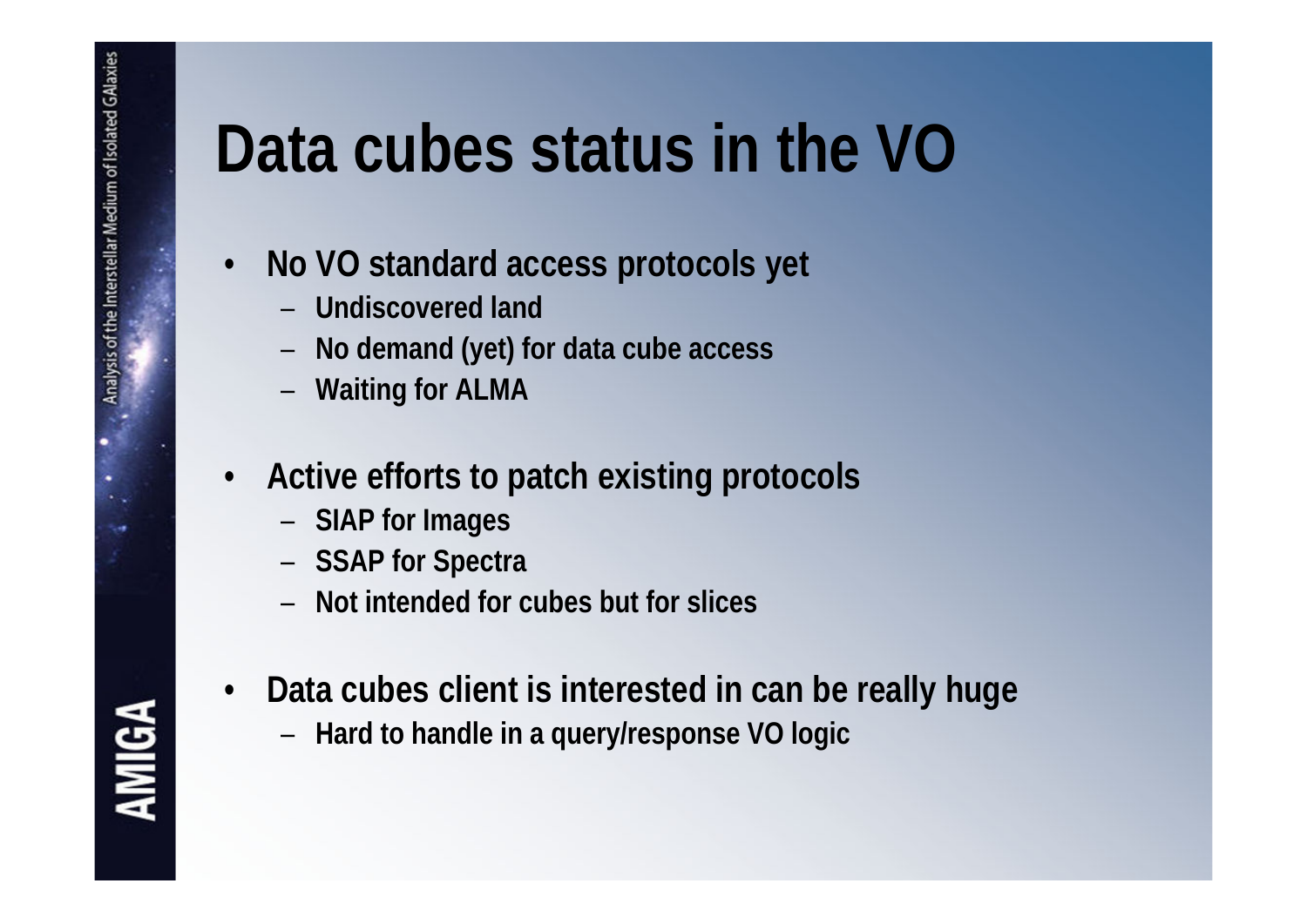# Data cubes status in the VO

- No VO standard access protocols yet
  - Undiscovered land
  - No demand (yet) for data cube access
  - Waiting for ALMA

- Active efforts to patch existing protocols
  - SIAP for Images
  - SSAP for Spectra
  - Not intended for cubes but for slices

- Data cubes client is interested in can be really huge
  - Hard to handle in a query/response VO logic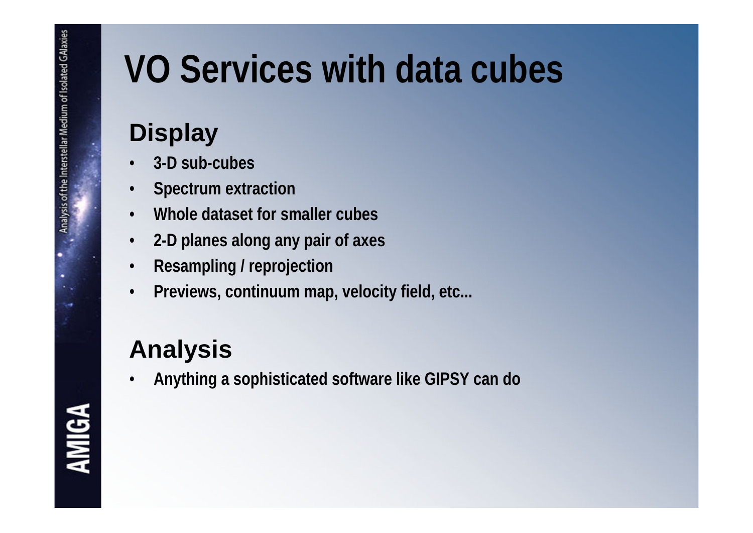# VO Services with data cubes

## Display

- 3-D sub-cubes
- Spectrum extraction
- Whole dataset for smaller cubes
- 2-D planes along any pair of axes
- Resampling / reprojection
- Previews, continuum map, velocity field, etc...

## Analysis

- Anything a sophisticated software like GIPSY can do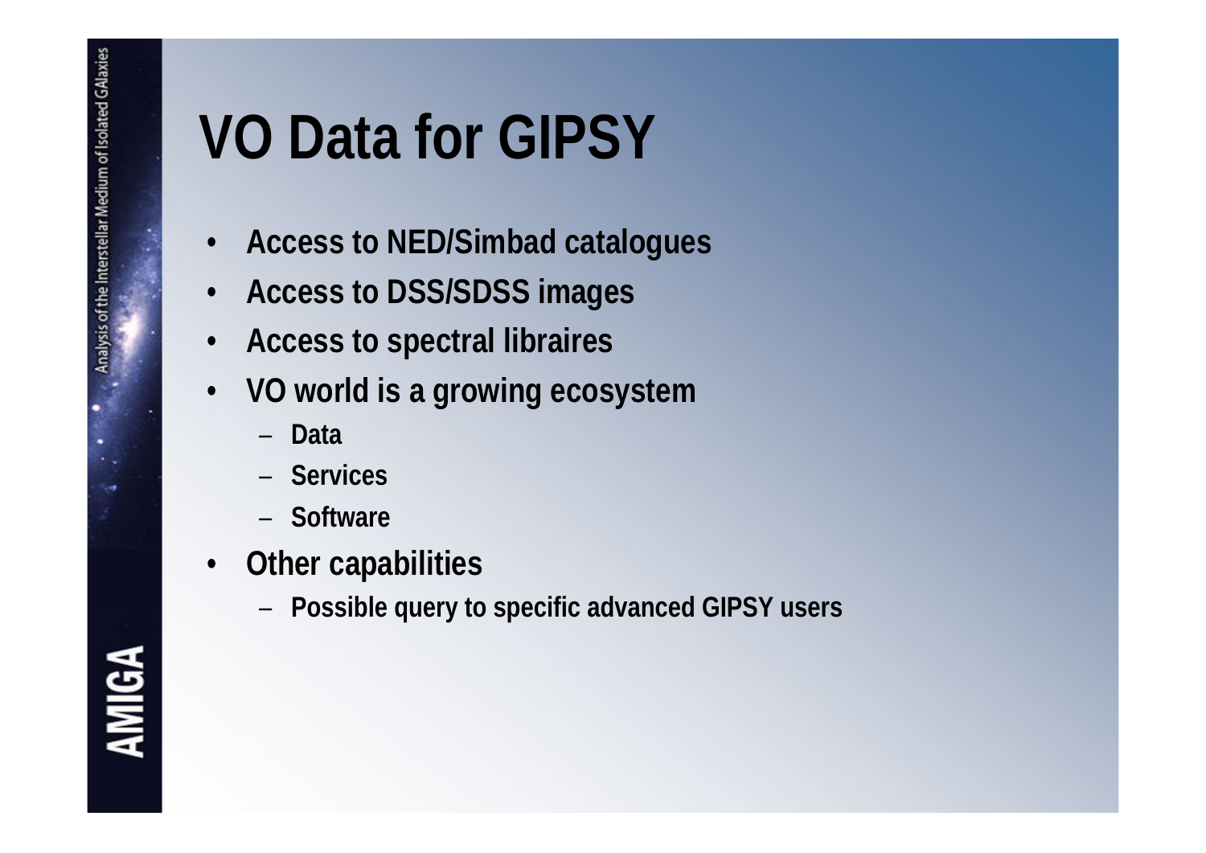# VO Data for GIPSY

- Access to NED/Simbad catalogues
- Access to DSS/SDSS images
- Access to spectral libraires
- VO world is a growing ecosystem
  - Data
  - Services
  - Software
- Other capabilities
  - Possible query to specific advanced GIPSY users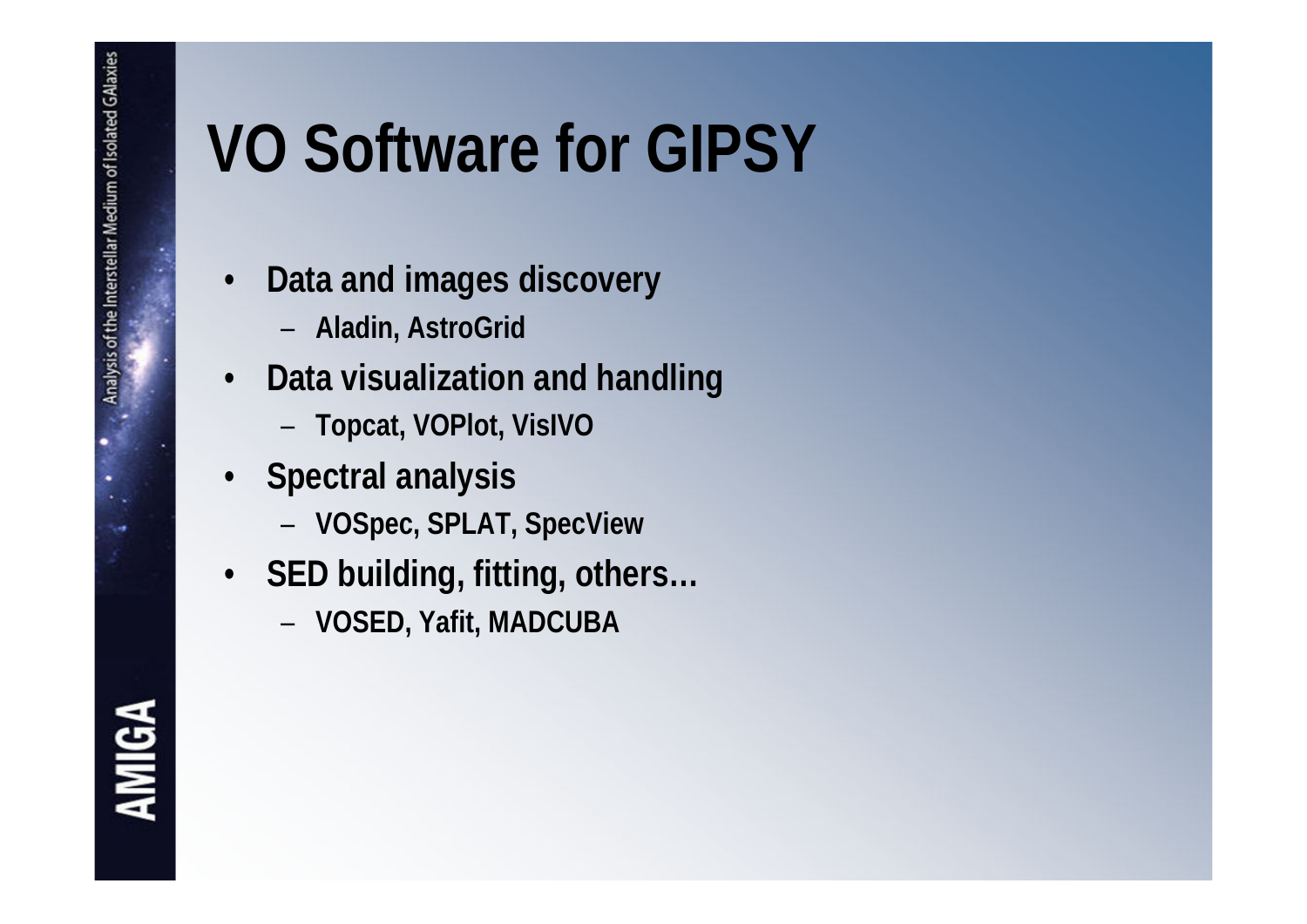# VO Software for GIPSY

- Data and images discovery
  - Aladin, AstroGrid
- Data visualization and handling
  - Topcat, VOPlot, VisIVO
- Spectral analysis
  - VOSpec, SPLAT, SpecView
- SED building, fitting, others…
  - VOSED, Yafit, MADCUBA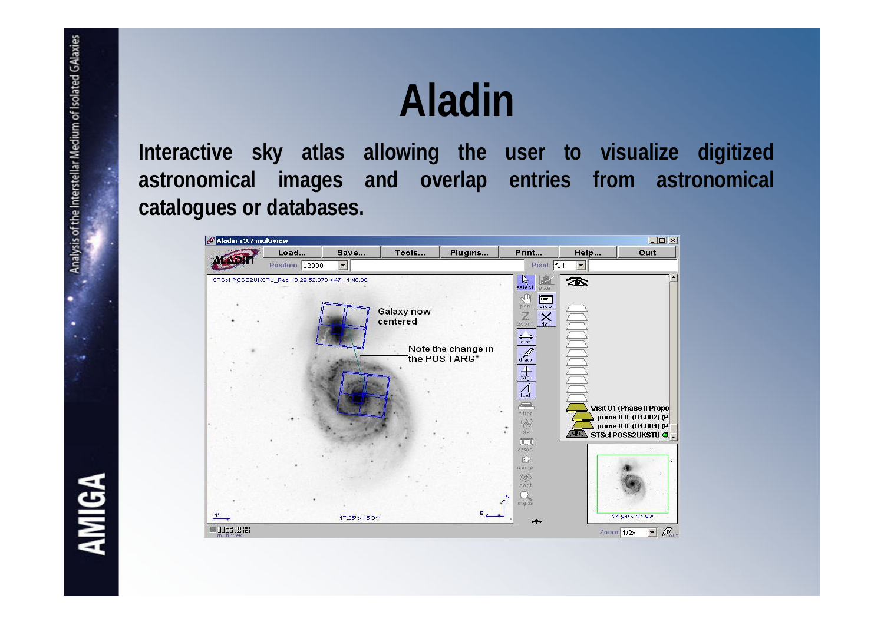# Aladin

**Interactive sky atlas allowing the user to visualize digitized astronomical images and overlap entries from astronomical catalogues or databases.**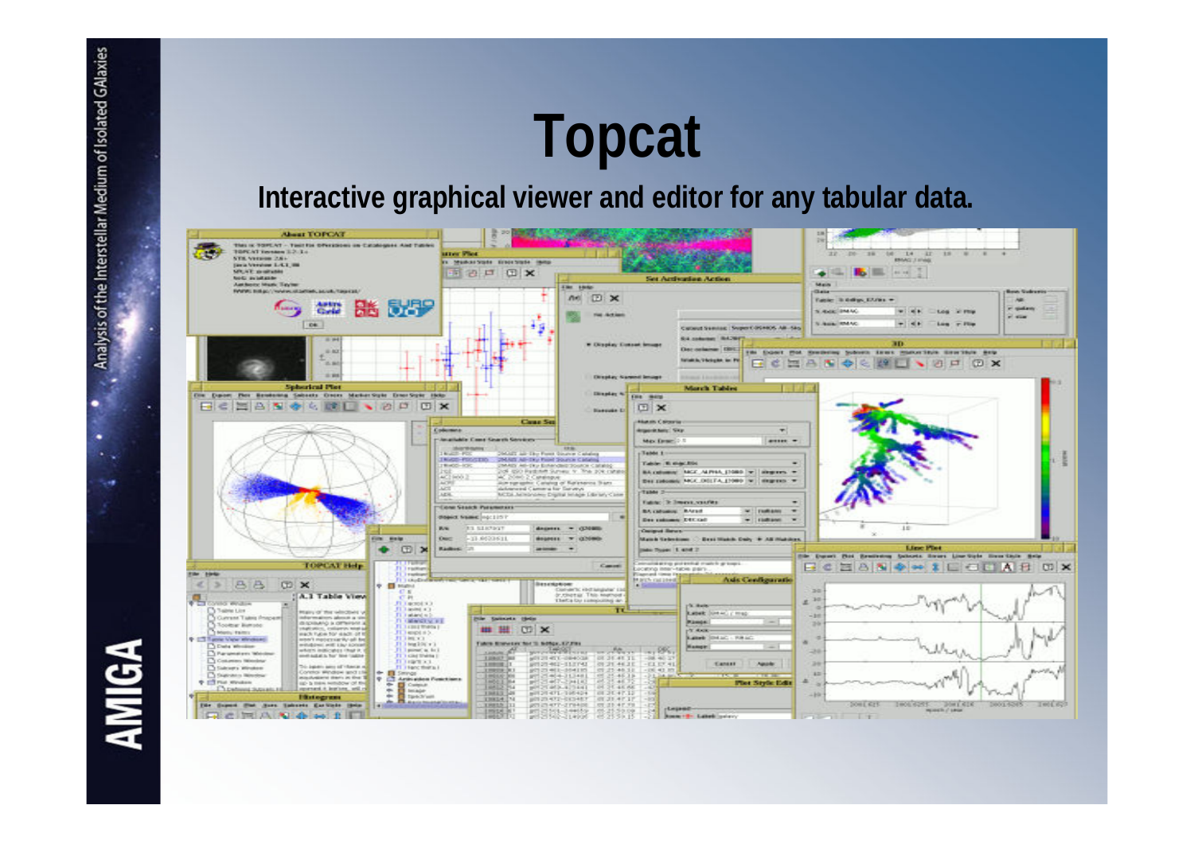# Topcat

**Interactive graphical viewer and editor for any tabular data.**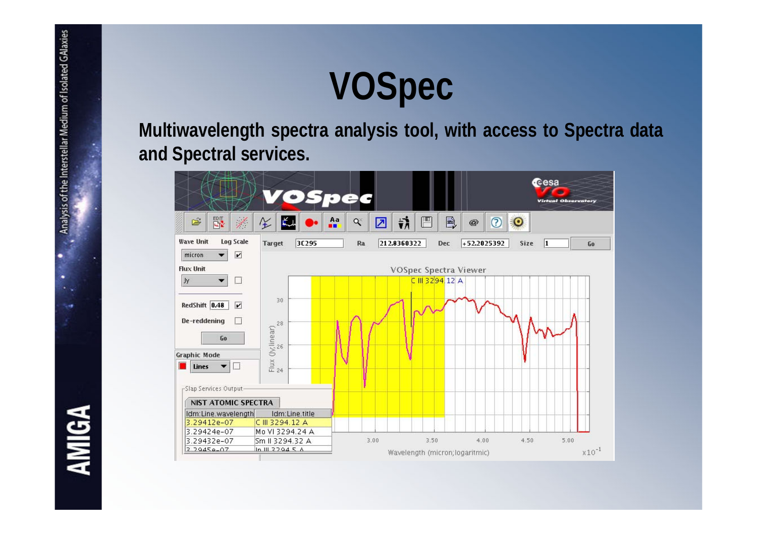# VOSpec

**Multiwavelength spectra analysis tool, with access to Spectra data and Spectral services.**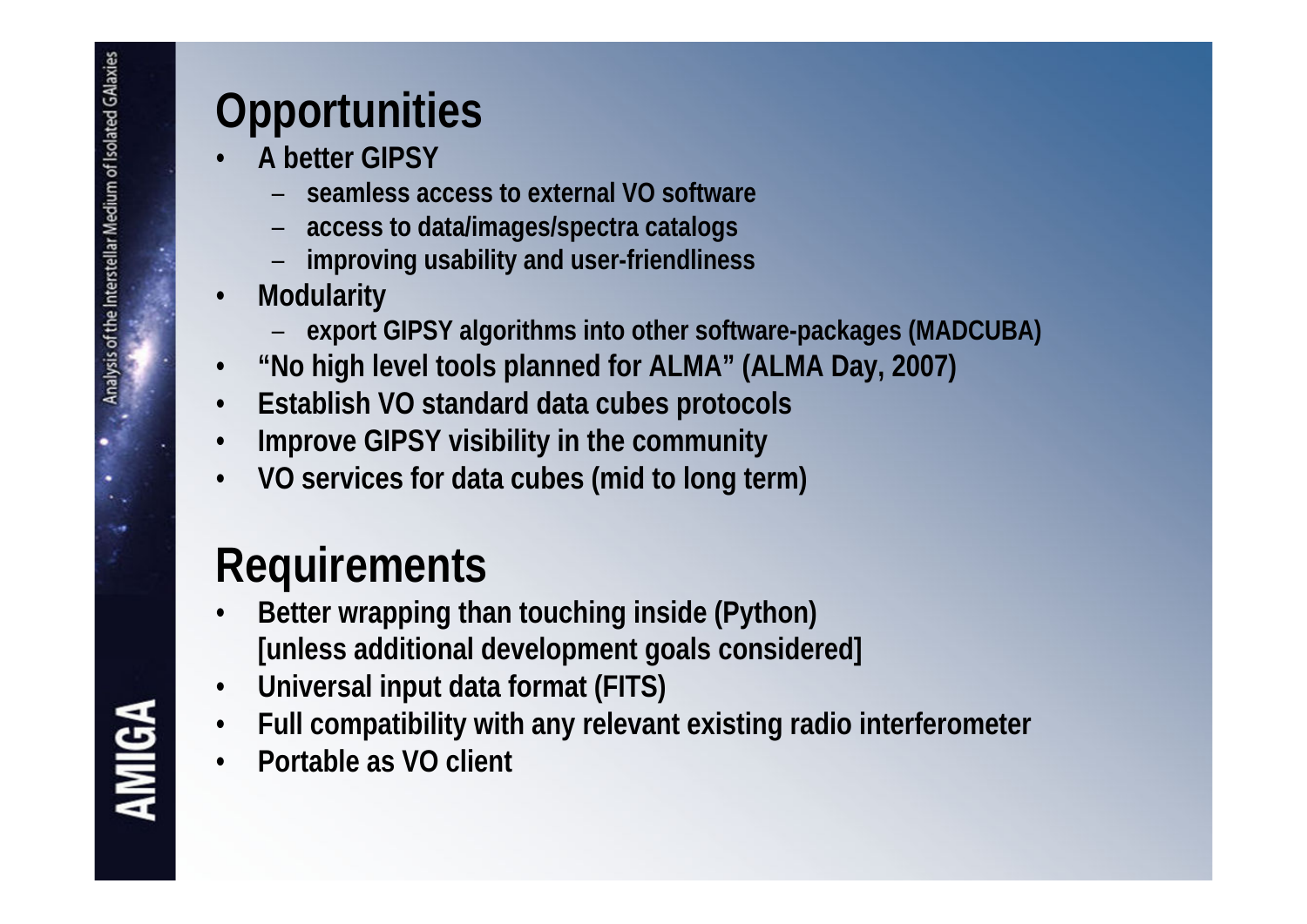# Opportunities

- A better GIPSY
  - seamless access to external VO software
  - access to data/images/spectra catalogs
  - improving usability and user-friendliness
- Modularity
  - export GIPSY algorithms into other software-packages (MADCUBA)
- "No high level tools planned for ALMA" (ALMA Day, 2007)
- Establish VO standard data cubes protocols
- Improve GIPSY visibility in the community
- VO services for data cubes (mid to long term)

# Requirements

- Better wrapping than touching inside (Python) [unless additional development goals considered]
- Universal input data format (FITS)
- Full compatibility with any relevant existing radio interferometer
- Portable as VO client